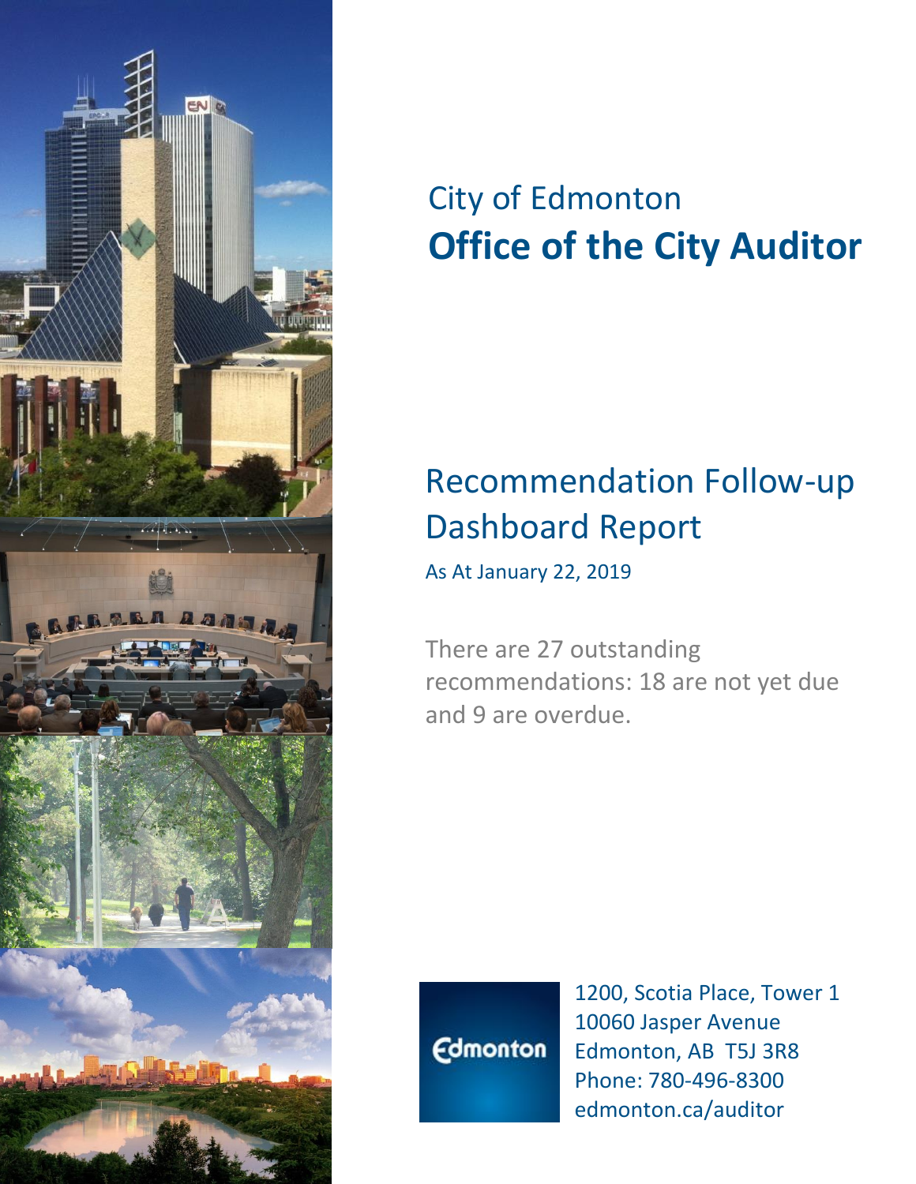City of Edmonton

# Office of the City Auditor

## Recommendation Follow-up Dashboard Report

As At January 22, 2019

There are 27 outstanding recommendations: 18 are not yet due and 9 are overdue.

Edmonton

1200, Scotia Place, Tower 1
10060 Jasper Avenue
Edmonton, AB T5J 3R8
Phone: 780-496-8300
edmonton.ca/auditor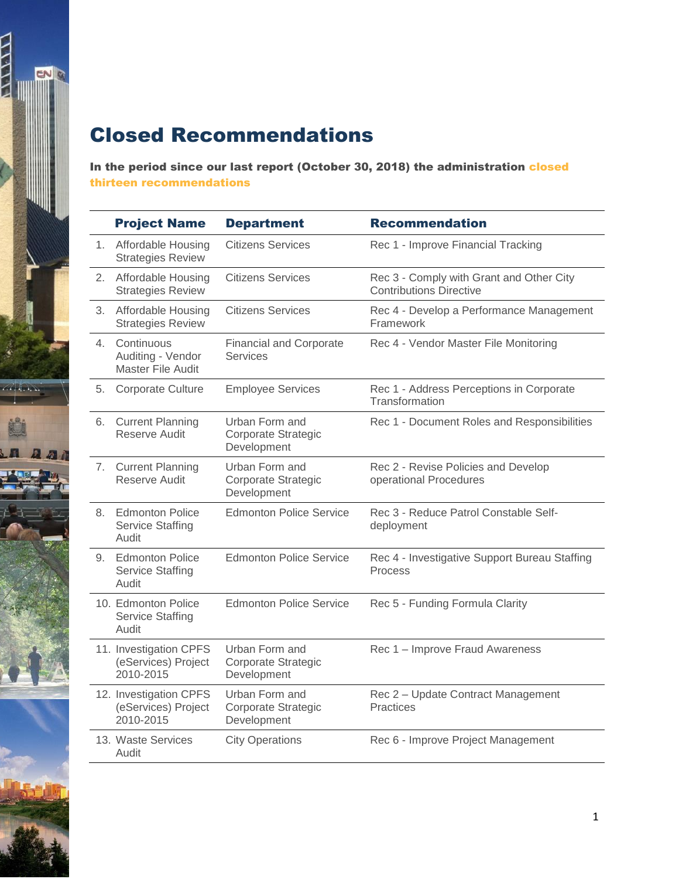# Closed Recommendations

**In the period since our last report (October 30, 2018) the administration closed thirteen recommendations**

| | Project Name | Department | Recommendation |
|---|---|---|---|
| 1. | Affordable Housing Strategies Review | Citizens Services | Rec 1 - Improve Financial Tracking |
| 2. | Affordable Housing Strategies Review | Citizens Services | Rec 3 - Comply with Grant and Other City Contributions Directive |
| 3. | Affordable Housing Strategies Review | Citizens Services | Rec 4 - Develop a Performance Management Framework |
| 4. | Continuous Auditing - Vendor Master File Audit | Financial and Corporate Services | Rec 4 - Vendor Master File Monitoring |
| 5. | Corporate Culture | Employee Services | Rec 1 - Address Perceptions in Corporate Transformation |
| 6. | Current Planning Reserve Audit | Urban Form and Corporate Strategic Development | Rec 1 - Document Roles and Responsibilities |
| 7. | Current Planning Reserve Audit | Urban Form and Corporate Strategic Development | Rec 2 - Revise Policies and Develop operational Procedures |
| 8. | Edmonton Police Service Staffing Audit | Edmonton Police Service | Rec 3 - Reduce Patrol Constable Self-deployment |
| 9. | Edmonton Police Service Staffing Audit | Edmonton Police Service | Rec 4 - Investigative Support Bureau Staffing Process |
| 10. | Edmonton Police Service Staffing Audit | Edmonton Police Service | Rec 5 - Funding Formula Clarity |
| 11. | Investigation CPFS (eServices) Project 2010-2015 | Urban Form and Corporate Strategic Development | Rec 1 – Improve Fraud Awareness |
| 12. | Investigation CPFS (eServices) Project 2010-2015 | Urban Form and Corporate Strategic Development | Rec 2 – Update Contract Management Practices |
| 13. | Waste Services Audit | City Operations | Rec 6 - Improve Project Management |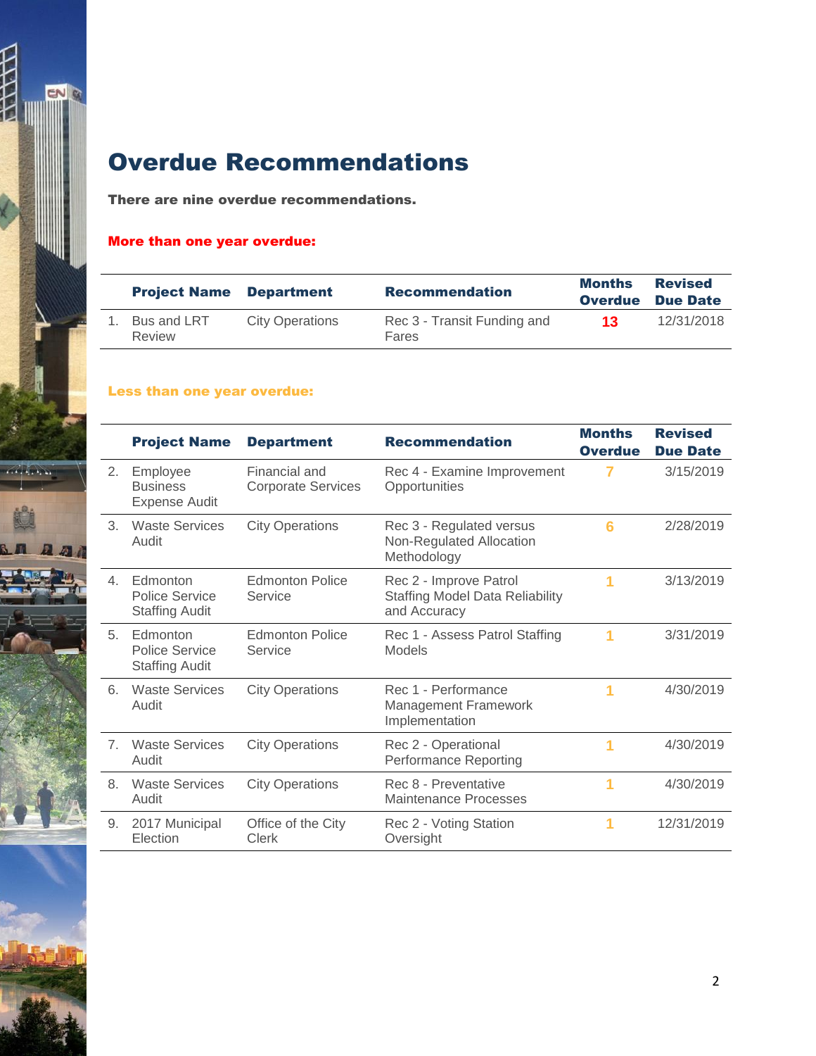# Overdue Recommendations

**There are nine overdue recommendations.**

**More than one year overdue:**

| | Project Name | Department | Recommendation | Months Overdue | Revised Due Date |
|---|---|---|---|---|---|
| 1. | Bus and LRT Review | City Operations | Rec 3 - Transit Funding and Fares | **13** | 12/31/2018 |

**Less than one year overdue:**

| | Project Name | Department | Recommendation | Months Overdue | Revised Due Date |
|---|---|---|---|---|---|
| 2. | Employee Business Expense Audit | Financial and Corporate Services | Rec 4 - Examine Improvement Opportunities | 7 | 3/15/2019 |
| 3. | Waste Services Audit | City Operations | Rec 3 - Regulated versus Non-Regulated Allocation Methodology | 6 | 2/28/2019 |
| 4. | Edmonton Police Service Staffing Audit | Edmonton Police Service | Rec 2 - Improve Patrol Staffing Model Data Reliability and Accuracy | 1 | 3/13/2019 |
| 5. | Edmonton Police Service Staffing Audit | Edmonton Police Service | Rec 1 - Assess Patrol Staffing Models | 1 | 3/31/2019 |
| 6. | Waste Services Audit | City Operations | Rec 1 - Performance Management Framework Implementation | 1 | 4/30/2019 |
| 7. | Waste Services Audit | City Operations | Rec 2 - Operational Performance Reporting | 1 | 4/30/2019 |
| 8. | Waste Services Audit | City Operations | Rec 8 - Preventative Maintenance Processes | 1 | 4/30/2019 |
| 9. | 2017 Municipal Election | Office of the City Clerk | Rec 2 - Voting Station Oversight | 1 | 12/31/2019 |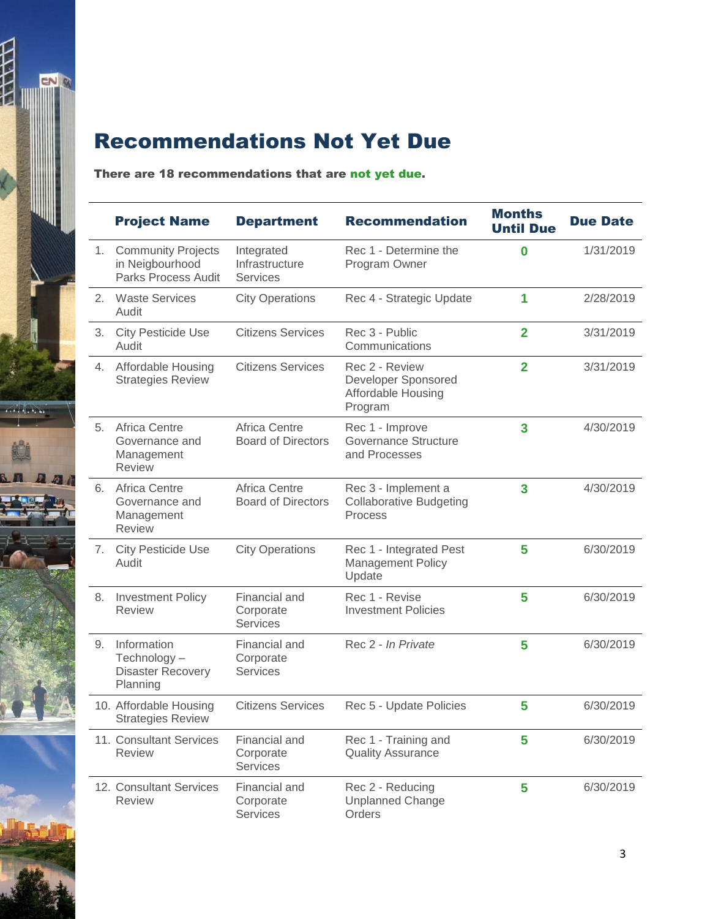# Recommendations Not Yet Due

**There are 18 recommendations that are not yet due.**

| | Project Name | Department | Recommendation | Months Until Due | Due Date |
|---|---|---|---|---|---|
| 1. | Community Projects in Neigbourhood Parks Process Audit | Integrated Infrastructure Services | Rec 1 - Determine the Program Owner | 0 | 1/31/2019 |
| 2. | Waste Services Audit | City Operations | Rec 4 - Strategic Update | 1 | 2/28/2019 |
| 3. | City Pesticide Use Audit | Citizens Services | Rec 3 - Public Communications | 2 | 3/31/2019 |
| 4. | Affordable Housing Strategies Review | Citizens Services | Rec 2 - Review Developer Sponsored Affordable Housing Program | 2 | 3/31/2019 |
| 5. | Africa Centre Governance and Management Review | Africa Centre Board of Directors | Rec 1 - Improve Governance Structure and Processes | 3 | 4/30/2019 |
| 6. | Africa Centre Governance and Management Review | Africa Centre Board of Directors | Rec 3 - Implement a Collaborative Budgeting Process | 3 | 4/30/2019 |
| 7. | City Pesticide Use Audit | City Operations | Rec 1 - Integrated Pest Management Policy Update | 5 | 6/30/2019 |
| 8. | Investment Policy Review | Financial and Corporate Services | Rec 1 - Revise Investment Policies | 5 | 6/30/2019 |
| 9. | Information Technology – Disaster Recovery Planning | Financial and Corporate Services | Rec 2 - *In Private* | 5 | 6/30/2019 |
| 10. | Affordable Housing Strategies Review | Citizens Services | Rec 5 - Update Policies | 5 | 6/30/2019 |
| 11. | Consultant Services Review | Financial and Corporate Services | Rec 1 - Training and Quality Assurance | 5 | 6/30/2019 |
| 12. | Consultant Services Review | Financial and Corporate Services | Rec 2 - Reducing Unplanned Change Orders | 5 | 6/30/2019 |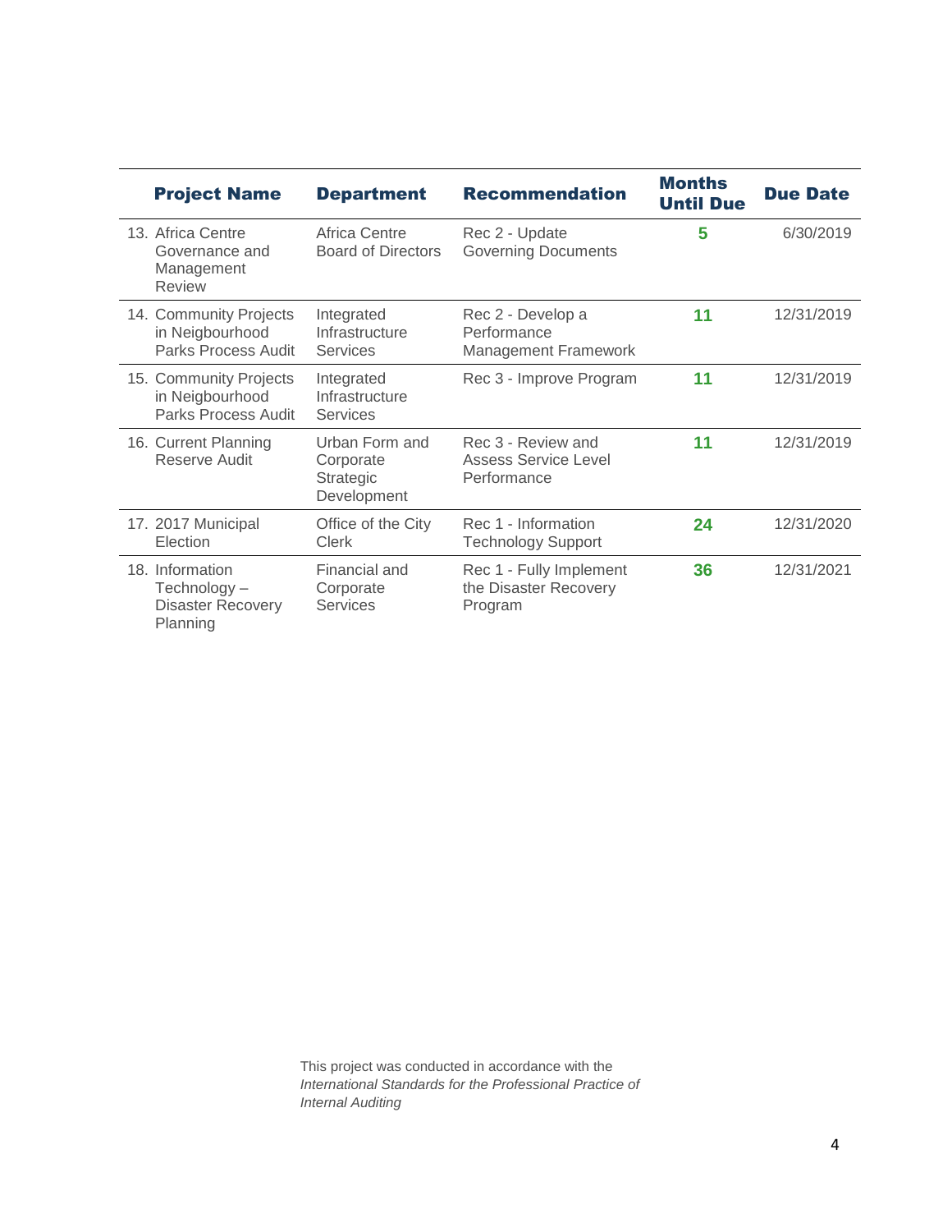| Project Name | Department | Recommendation | Months Until Due | Due Date |
|---|---|---|---|---|
| 13. Africa Centre Governance and Management Review | Africa Centre Board of Directors | Rec 2 - Update Governing Documents | 5 | 6/30/2019 |
| 14. Community Projects in Neigbourhood Parks Process Audit | Integrated Infrastructure Services | Rec 2 - Develop a Performance Management Framework | 11 | 12/31/2019 |
| 15. Community Projects in Neigbourhood Parks Process Audit | Integrated Infrastructure Services | Rec 3 - Improve Program | 11 | 12/31/2019 |
| 16. Current Planning Reserve Audit | Urban Form and Corporate Strategic Development | Rec 3 - Review and Assess Service Level Performance | 11 | 12/31/2019 |
| 17. 2017 Municipal Election | Office of the City Clerk | Rec 1 - Information Technology Support | 24 | 12/31/2020 |
| 18. Information Technology – Disaster Recovery Planning | Financial and Corporate Services | Rec 1 - Fully Implement the Disaster Recovery Program | 36 | 12/31/2021 |

This project was conducted in accordance with the *International Standards for the Professional Practice of Internal Auditing*